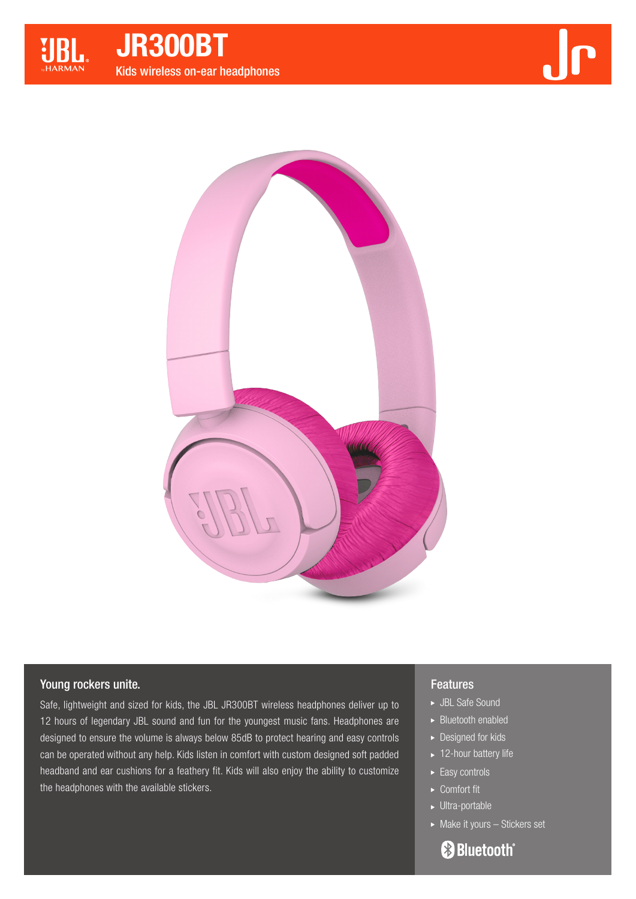# JR300BT

Kids wireless on-ear headphones

## Young rockers unite.

Safe, lightweight and sized for kids, the JBL JR300BT wireless headphones deliver up to 12 hours of legendary JBL sound and fun for the youngest music fans. Headphones are designed to ensure the volume is always below 85dB to protect hearing and easy controls can be operated without any help. Kids listen in comfort with custom designed soft padded headband and ear cushions for a feathery fit. Kids will also enjoy the ability to customize the headphones with the available stickers.

## Features

- JBL Safe Sound
- Bluetooth enabled
- Designed for kids
- 12-hour battery life
- Easy controls
- Comfort fit
- Ultra-portable
- Make it yours – Stickers set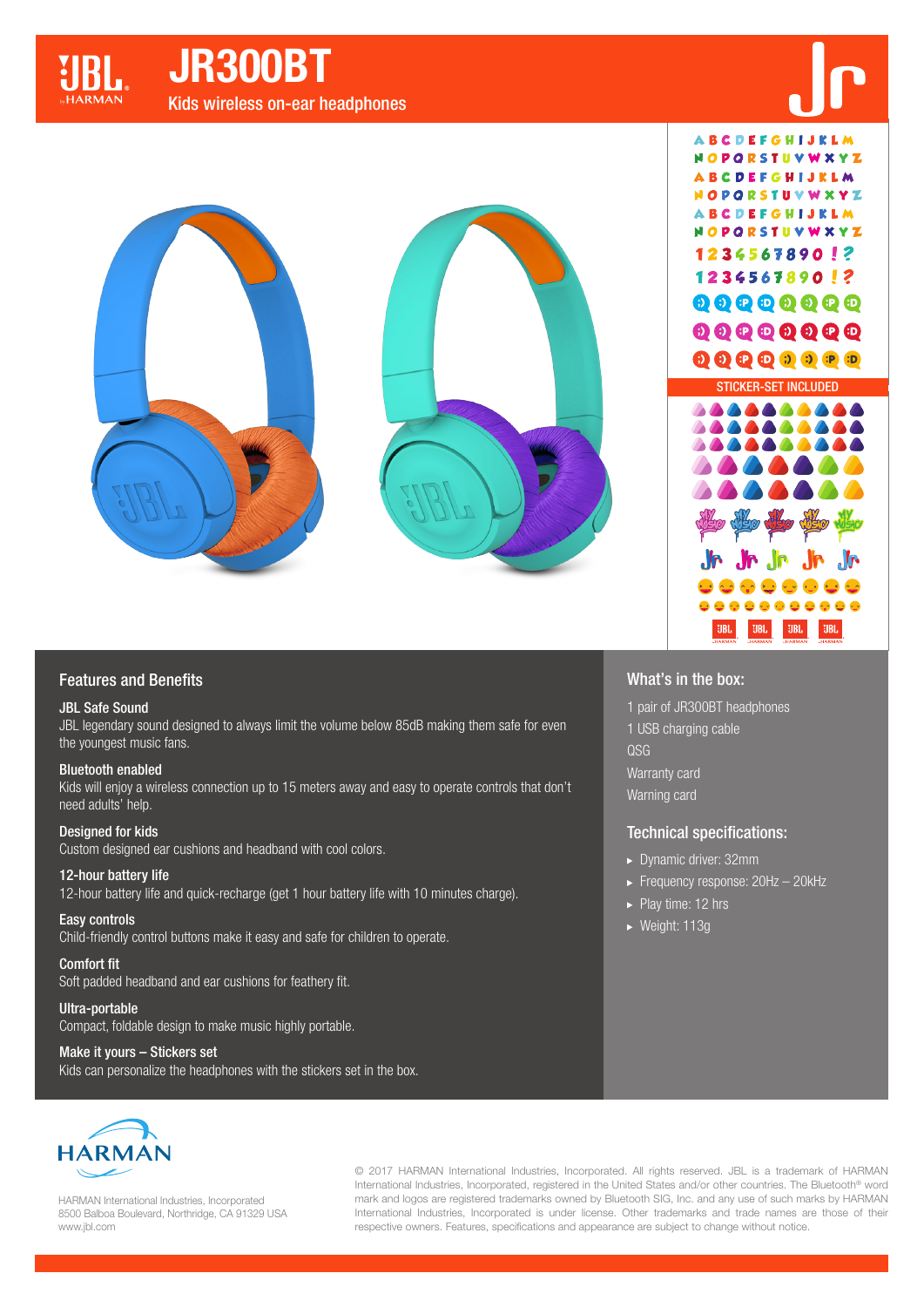# JR300BT

Kids wireless on-ear headphones

STICKER-SET INCLUDED

## Features and Benefits

**JBL Safe Sound**
JBL legendary sound designed to always limit the volume below 85dB making them safe for even the youngest music fans.

**Bluetooth enabled**
Kids will enjoy a wireless connection up to 15 meters away and easy to operate controls that don't need adults' help.

**Designed for kids**
Custom designed ear cushions and headband with cool colors.

**12-hour battery life**
12-hour battery life and quick-recharge (get 1 hour battery life with 10 minutes charge).

**Easy controls**
Child-friendly control buttons make it easy and safe for children to operate.

**Comfort fit**
Soft padded headband and ear cushions for feathery fit.

**Ultra-portable**
Compact, foldable design to make music highly portable.

**Make it yours – Stickers set**
Kids can personalize the headphones with the stickers set in the box.

## What's in the box:

1 pair of JR300BT headphones
1 USB charging cable
QSG
Warranty card
Warning card

## Technical specifications:

- Dynamic driver: 32mm
- Frequency response: 20Hz – 20kHz
- Play time: 12 hrs
- Weight: 113g

HARMAN International Industries, Incorporated
8500 Balboa Boulevard, Northridge, CA 91329 USA
www.jbl.com

© 2017 HARMAN International Industries, Incorporated. All rights reserved. JBL is a trademark of HARMAN International Industries, Incorporated, registered in the United States and/or other countries. The Bluetooth® word mark and logos are registered trademarks owned by Bluetooth SIG, Inc. and any use of such marks by HARMAN International Industries, Incorporated is under license. Other trademarks and trade names are those of their respective owners. Features, specifications and appearance are subject to change without notice.